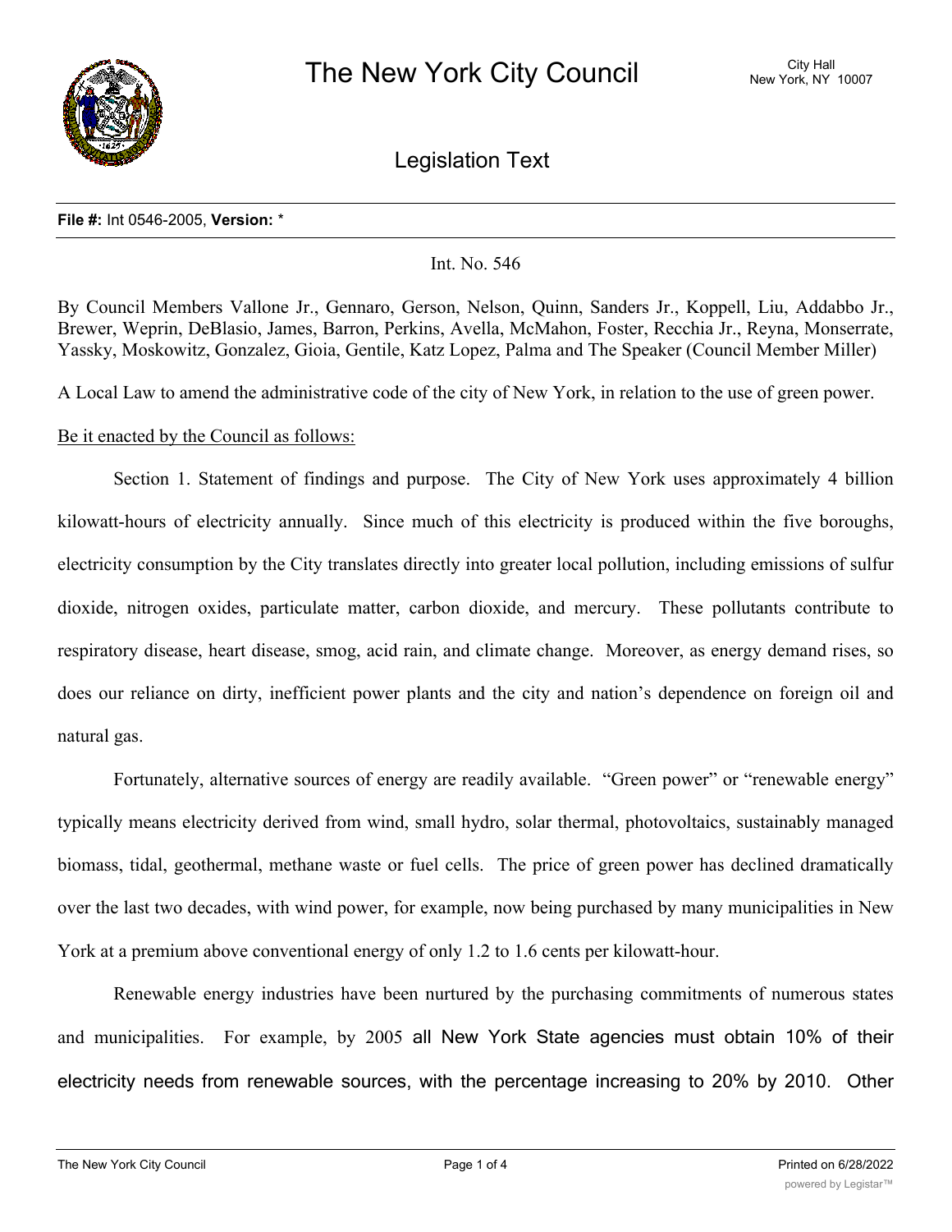**File #:** Int 0546-2005, **Version:** *

Int. No. 546

By Council Members Vallone Jr., Gennaro, Gerson, Nelson, Quinn, Sanders Jr., Koppell, Liu, Addabbo Jr., Brewer, Weprin, DeBlasio, James, Barron, Perkins, Avella, McMahon, Foster, Recchia Jr., Reyna, Monserrate, Yassky, Moskowitz, Gonzalez, Gioia, Gentile, Katz Lopez, Palma and The Speaker (Council Member Miller)

A Local Law to amend the administrative code of the city of New York, in relation to the use of green power.

Be it enacted by the Council as follows:

Section 1. Statement of findings and purpose. The City of New York uses approximately 4 billion kilowatt-hours of electricity annually. Since much of this electricity is produced within the five boroughs, electricity consumption by the City translates directly into greater local pollution, including emissions of sulfur dioxide, nitrogen oxides, particulate matter, carbon dioxide, and mercury. These pollutants contribute to respiratory disease, heart disease, smog, acid rain, and climate change. Moreover, as energy demand rises, so does our reliance on dirty, inefficient power plants and the city and nation's dependence on foreign oil and natural gas.

Fortunately, alternative sources of energy are readily available. "Green power" or "renewable energy" typically means electricity derived from wind, small hydro, solar thermal, photovoltaics, sustainably managed biomass, tidal, geothermal, methane waste or fuel cells. The price of green power has declined dramatically over the last two decades, with wind power, for example, now being purchased by many municipalities in New York at a premium above conventional energy of only 1.2 to 1.6 cents per kilowatt-hour.

Renewable energy industries have been nurtured by the purchasing commitments of numerous states and municipalities. For example, by 2005 all New York State agencies must obtain 10% of their electricity needs from renewable sources, with the percentage increasing to 20% by 2010. Other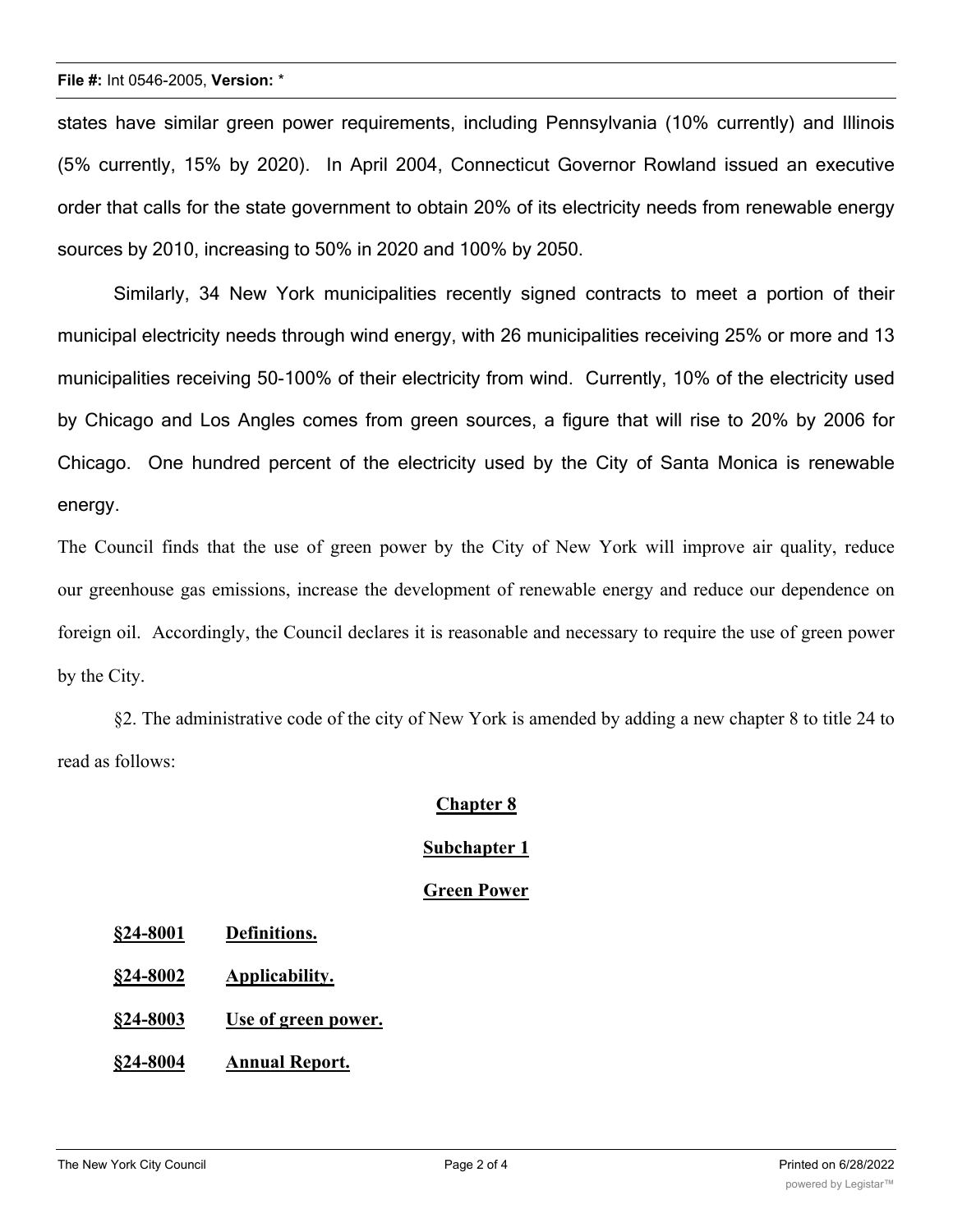states have similar green power requirements, including Pennsylvania (10% currently) and Illinois (5% currently, 15% by 2020). In April 2004, Connecticut Governor Rowland issued an executive order that calls for the state government to obtain 20% of its electricity needs from renewable energy sources by 2010, increasing to 50% in 2020 and 100% by 2050.

Similarly, 34 New York municipalities recently signed contracts to meet a portion of their municipal electricity needs through wind energy, with 26 municipalities receiving 25% or more and 13 municipalities receiving 50-100% of their electricity from wind. Currently, 10% of the electricity used by Chicago and Los Angles comes from green sources, a figure that will rise to 20% by 2006 for Chicago. One hundred percent of the electricity used by the City of Santa Monica is renewable energy.

The Council finds that the use of green power by the City of New York will improve air quality, reduce our greenhouse gas emissions, increase the development of renewable energy and reduce our dependence on foreign oil. Accordingly, the Council declares it is reasonable and necessary to require the use of green power by the City.

§2. The administrative code of the city of New York is amended by adding a new chapter 8 to title 24 to read as follows:

**Chapter 8**

**Subchapter 1**

**Green Power**

**§24-8001 Definitions.**

**§24-8002 Applicability.**

**§24-8003 Use of green power.**

**§24-8004 Annual Report.**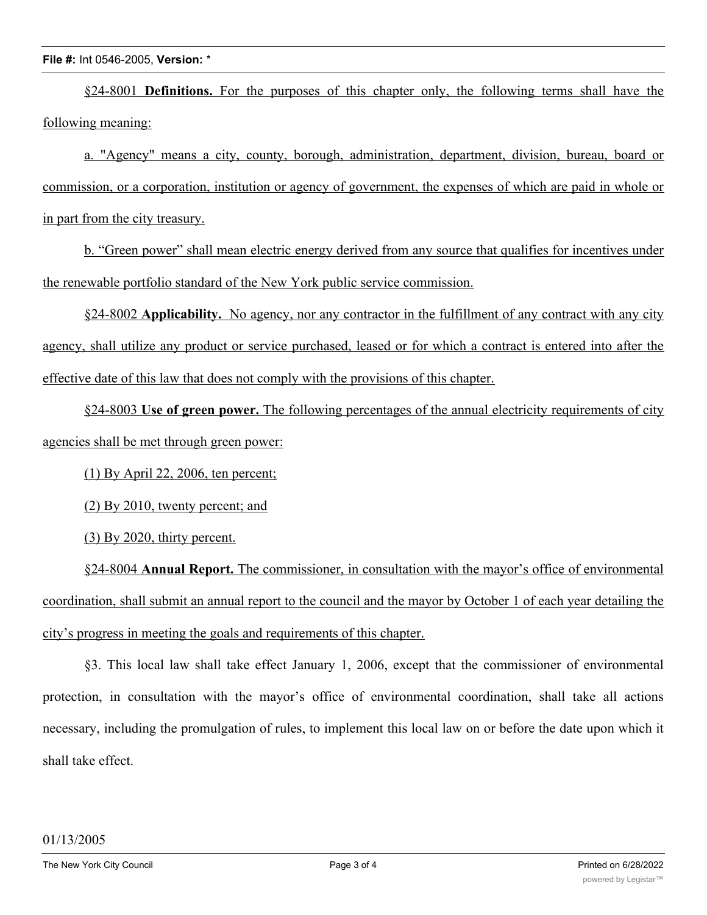§24-8001 **Definitions.** For the purposes of this chapter only, the following terms shall have the following meaning:

a. "Agency" means a city, county, borough, administration, department, division, bureau, board or commission, or a corporation, institution or agency of government, the expenses of which are paid in whole or in part from the city treasury.

b. "Green power" shall mean electric energy derived from any source that qualifies for incentives under the renewable portfolio standard of the New York public service commission.

§24-8002 **Applicability.** No agency, nor any contractor in the fulfillment of any contract with any city agency, shall utilize any product or service purchased, leased or for which a contract is entered into after the effective date of this law that does not comply with the provisions of this chapter.

§24-8003 **Use of green power.** The following percentages of the annual electricity requirements of city agencies shall be met through green power:

(1) By April 22, 2006, ten percent;

(2) By 2010, twenty percent; and

(3) By 2020, thirty percent.

§24-8004 **Annual Report.** The commissioner, in consultation with the mayor's office of environmental coordination, shall submit an annual report to the council and the mayor by October 1 of each year detailing the city's progress in meeting the goals and requirements of this chapter.

§3. This local law shall take effect January 1, 2006, except that the commissioner of environmental protection, in consultation with the mayor's office of environmental coordination, shall take all actions necessary, including the promulgation of rules, to implement this local law on or before the date upon which it shall take effect.

01/13/2005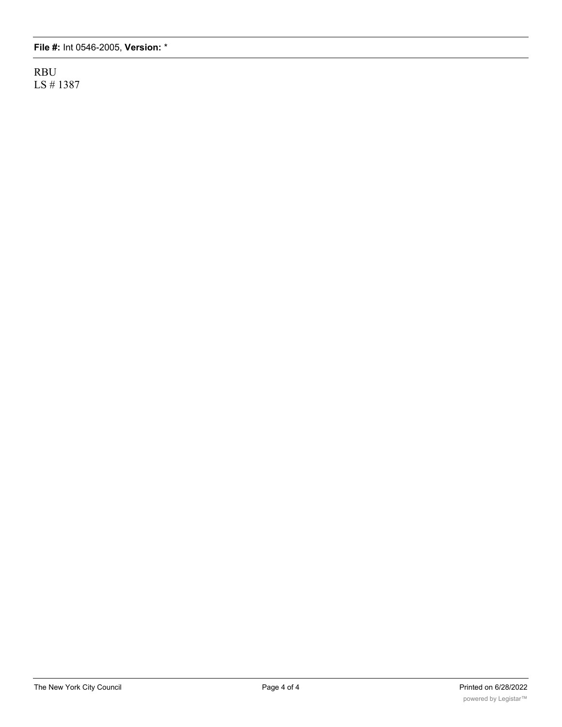RBU
LS # 1387